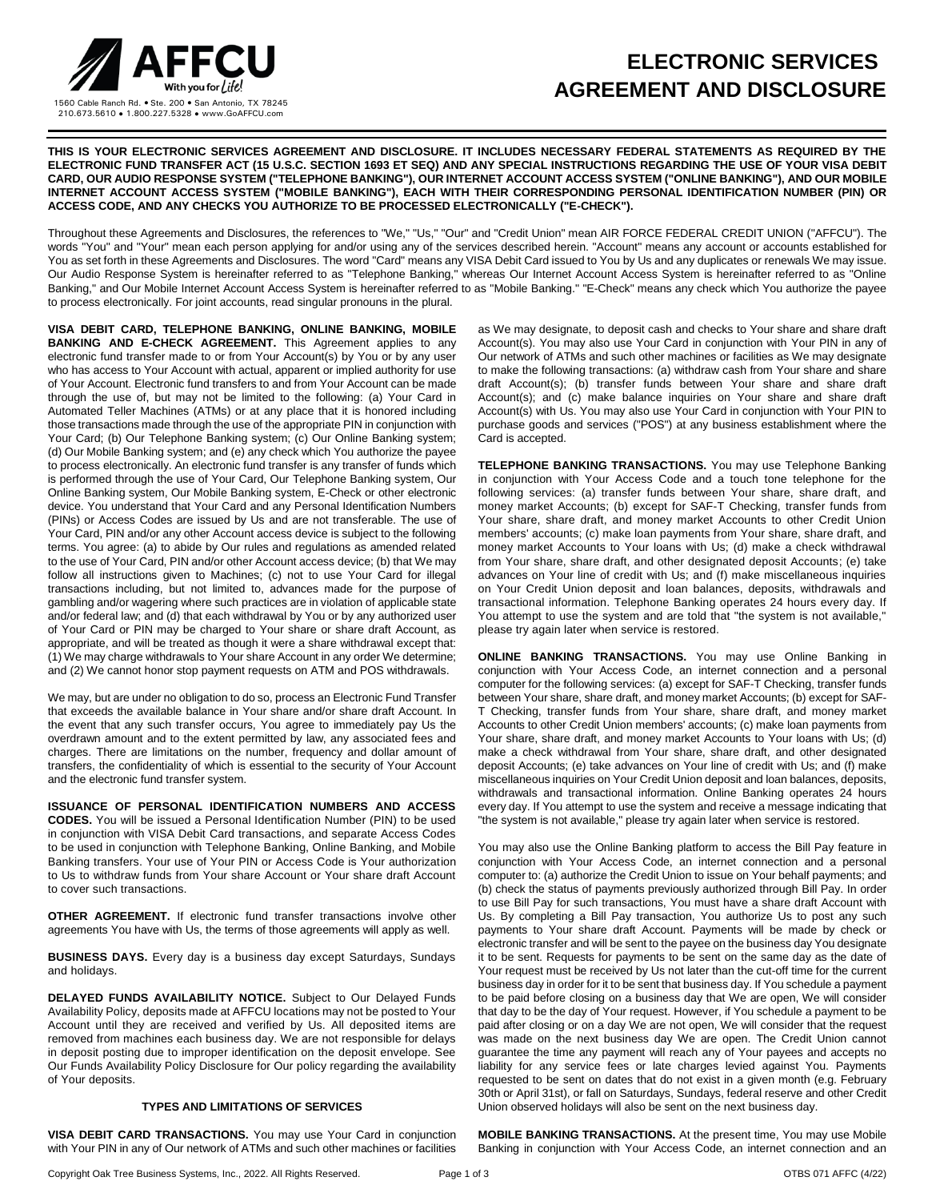AFFCU
With you for Life!

1560 Cable Ranch Rd. • Ste. 200 • San Antonio, TX 78245
210.673.5610 • 1.800.227.5328 • www.GoAFFCU.com

# ELECTRONIC SERVICES AGREEMENT AND DISCLOSURE

**THIS IS YOUR ELECTRONIC SERVICES AGREEMENT AND DISCLOSURE. IT INCLUDES NECESSARY FEDERAL STATEMENTS AS REQUIRED BY THE ELECTRONIC FUND TRANSFER ACT (15 U.S.C. SECTION 1693 ET SEQ) AND ANY SPECIAL INSTRUCTIONS REGARDING THE USE OF YOUR VISA DEBIT CARD, OUR AUDIO RESPONSE SYSTEM ("TELEPHONE BANKING"), OUR INTERNET ACCOUNT ACCESS SYSTEM ("ONLINE BANKING"), AND OUR MOBILE INTERNET ACCOUNT ACCESS SYSTEM ("MOBILE BANKING"), EACH WITH THEIR CORRESPONDING PERSONAL IDENTIFICATION NUMBER (PIN) OR ACCESS CODE, AND ANY CHECKS YOU AUTHORIZE TO BE PROCESSED ELECTRONICALLY ("E-CHECK").**

Throughout these Agreements and Disclosures, the references to "We," "Us," "Our" and "Credit Union" mean AIR FORCE FEDERAL CREDIT UNION ("AFFCU"). The words "You" and "Your" mean each person applying for and/or using any of the services described herein. "Account" means any account or accounts established for You as set forth in these Agreements and Disclosures. The word "Card" means any VISA Debit Card issued to You by Us and any duplicates or renewals We may issue. Our Audio Response System is hereinafter referred to as "Telephone Banking," whereas Our Internet Account Access System is hereinafter referred to as "Online Banking," and Our Mobile Internet Account Access System is hereinafter referred to as "Mobile Banking." "E-Check" means any check which You authorize the payee to process electronically. For joint accounts, read singular pronouns in the plural.

**VISA DEBIT CARD, TELEPHONE BANKING, ONLINE BANKING, MOBILE BANKING AND E-CHECK AGREEMENT.** This Agreement applies to any electronic fund transfer made to or from Your Account(s) by You or by any user who has access to Your Account with actual, apparent or implied authority for use of Your Account. Electronic fund transfers to and from Your Account can be made through the use of, but may not be limited to the following: (a) Your Card in Automated Teller Machines (ATMs) or at any place that it is honored including those transactions made through the use of the appropriate PIN in conjunction with Your Card; (b) Our Telephone Banking system; (c) Our Online Banking system; (d) Our Mobile Banking system; and (e) any check which You authorize the payee to process electronically. An electronic fund transfer is any transfer of funds which is performed through the use of Your Card, Our Telephone Banking system, Our Online Banking system, Our Mobile Banking system, E-Check or other electronic device. You understand that Your Card and any Personal Identification Numbers (PINs) or Access Codes are issued by Us and are not transferable. The use of Your Card, PIN and/or any other Account access device is subject to the following terms. You agree: (a) to abide by Our rules and regulations as amended related to the use of Your Card, PIN and/or other Account access device; (b) that We may follow all instructions given to Machines; (c) not to use Your Card for illegal transactions including, but not limited to, advances made for the purpose of gambling and/or wagering where such practices are in violation of applicable state and/or federal law; and (d) that each withdrawal by You or by any authorized user of Your Card or PIN may be charged to Your share or share draft Account, as appropriate, and will be treated as though it were a share withdrawal except that: (1) We may charge withdrawals to Your share Account in any order We determine; and (2) We cannot honor stop payment requests on ATM and POS withdrawals.

We may, but are under no obligation to do so, process an Electronic Fund Transfer that exceeds the available balance in Your share and/or share draft Account. In the event that any such transfer occurs, You agree to immediately pay Us the overdrawn amount and to the extent permitted by law, any associated fees and charges. There are limitations on the number, frequency and dollar amount of transfers, the confidentiality of which is essential to the security of Your Account and the electronic fund transfer system.

**ISSUANCE OF PERSONAL IDENTIFICATION NUMBERS AND ACCESS CODES.** You will be issued a Personal Identification Number (PIN) to be used in conjunction with VISA Debit Card transactions, and separate Access Codes to be used in conjunction with Telephone Banking, Online Banking, and Mobile Banking transfers. Your use of Your PIN or Access Code is Your authorization to Us to withdraw funds from Your share Account or Your share draft Account to cover such transactions.

**OTHER AGREEMENT.** If electronic fund transfer transactions involve other agreements You have with Us, the terms of those agreements will apply as well.

**BUSINESS DAYS.** Every day is a business day except Saturdays, Sundays and holidays.

**DELAYED FUNDS AVAILABILITY NOTICE.** Subject to Our Delayed Funds Availability Policy, deposits made at AFFCU locations may not be posted to Your Account until they are received and verified by Us. All deposited items are removed from machines each business day. We are not responsible for delays in deposit posting due to improper identification on the deposit envelope. See Our Funds Availability Policy Disclosure for Our policy regarding the availability of Your deposits.

## TYPES AND LIMITATIONS OF SERVICES

**VISA DEBIT CARD TRANSACTIONS.** You may use Your Card in conjunction with Your PIN in any of Our network of ATMs and such other machines or facilities as We may designate, to deposit cash and checks to Your share and share draft Account(s). You may also use Your Card in conjunction with Your PIN in any of Our network of ATMs and such other machines or facilities as We may designate to make the following transactions: (a) withdraw cash from Your share and share draft Account(s); (b) transfer funds between Your share and share draft Account(s); and (c) make balance inquiries on Your share and share draft Account(s) with Us. You may also use Your Card in conjunction with Your PIN to purchase goods and services ("POS") at any business establishment where the Card is accepted.

**TELEPHONE BANKING TRANSACTIONS.** You may use Telephone Banking in conjunction with Your Access Code and a touch tone telephone for the following services: (a) transfer funds between Your share, share draft, and money market Accounts; (b) except for SAF-T Checking, transfer funds from Your share, share draft, and money market Accounts to other Credit Union members' accounts; (c) make loan payments from Your share, share draft, and money market Accounts to Your loans with Us; (d) make a check withdrawal from Your share, share draft, and other designated deposit Accounts; (e) take advances on Your line of credit with Us; and (f) make miscellaneous inquiries on Your Credit Union deposit and loan balances, deposits, withdrawals and transactional information. Telephone Banking operates 24 hours every day. If You attempt to use the system and are told that "the system is not available," please try again later when service is restored.

**ONLINE BANKING TRANSACTIONS.** You may use Online Banking in conjunction with Your Access Code, an internet connection and a personal computer for the following services: (a) except for SAF-T Checking, transfer funds between Your share, share draft, and money market Accounts; (b) except for SAF-T Checking, transfer funds from Your share, share draft, and money market Accounts to other Credit Union members' accounts; (c) make loan payments from Your share, share draft, and money market Accounts to Your loans with Us; (d) make a check withdrawal from Your share, share draft, and other designated deposit Accounts; (e) take advances on Your line of credit with Us; and (f) make miscellaneous inquiries on Your Credit Union deposit and loan balances, deposits, withdrawals and transactional information. Online Banking operates 24 hours every day. If You attempt to use the system and receive a message indicating that "the system is not available," please try again later when service is restored.

You may also use the Online Banking platform to access the Bill Pay feature in conjunction with Your Access Code, an internet connection and a personal computer to: (a) authorize the Credit Union to issue on Your behalf payments; and (b) check the status of payments previously authorized through Bill Pay. In order to use Bill Pay for such transactions, You must have a share draft Account with Us. By completing a Bill Pay transaction, You authorize Us to post any such payments to Your share draft Account. Payments will be made by check or electronic transfer and will be sent to the payee on the business day You designate it to be sent. Requests for payments to be sent on the same day as the date of Your request must be received by Us not later than the cut-off time for the current business day in order for it to be sent that business day. If You schedule a payment to be paid before closing on a business day that We are open, We will consider that day to be the day of Your request. However, if You schedule a payment to be paid after closing or on a day We are not open, We will consider that the request was made on the next business day We are open. The Credit Union cannot guarantee the time any payment will reach any of Your payees and accepts no liability for any service fees or late charges levied against You. Payments requested to be sent on dates that do not exist in a given month (e.g. February 30th or April 31st), or fall on Saturdays, Sundays, federal reserve and other Credit Union observed holidays will also be sent on the next business day.

**MOBILE BANKING TRANSACTIONS.** At the present time, You may use Mobile Banking in conjunction with Your Access Code, an internet connection and an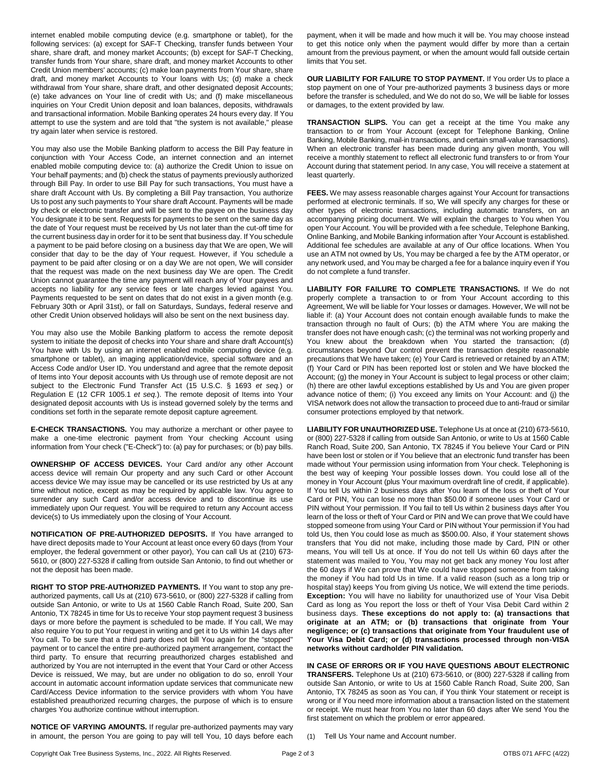internet enabled mobile computing device (e.g. smartphone or tablet), for the following services: (a) except for SAF-T Checking, transfer funds between Your share, share draft, and money market Accounts; (b) except for SAF-T Checking, transfer funds from Your share, share draft, and money market Accounts to other Credit Union members' accounts; (c) make loan payments from Your share, share draft, and money market Accounts to Your loans with Us; (d) make a check withdrawal from Your share, share draft, and other designated deposit Accounts; (e) take advances on Your line of credit with Us; and (f) make miscellaneous inquiries on Your Credit Union deposit and loan balances, deposits, withdrawals and transactional information. Mobile Banking operates 24 hours every day. If You attempt to use the system and are told that "the system is not available," please try again later when service is restored.

You may also use the Mobile Banking platform to access the Bill Pay feature in conjunction with Your Access Code, an internet connection and an internet enabled mobile computing device to: (a) authorize the Credit Union to issue on Your behalf payments; and (b) check the status of payments previously authorized through Bill Pay. In order to use Bill Pay for such transactions, You must have a share draft Account with Us. By completing a Bill Pay transaction, You authorize Us to post any such payments to Your share draft Account. Payments will be made by check or electronic transfer and will be sent to the payee on the business day You designate it to be sent. Requests for payments to be sent on the same day as the date of Your request must be received by Us not later than the cut-off time for the current business day in order for it to be sent that business day. If You schedule a payment to be paid before closing on a business day that We are open, We will consider that day to be the day of Your request. However, if You schedule a payment to be paid after closing or on a day We are not open, We will consider that the request was made on the next business day We are open. The Credit Union cannot guarantee the time any payment will reach any of Your payees and accepts no liability for any service fees or late charges levied against You. Payments requested to be sent on dates that do not exist in a given month (e.g. February 30th or April 31st), or fall on Saturdays, Sundays, federal reserve and other Credit Union observed holidays will also be sent on the next business day.

You may also use the Mobile Banking platform to access the remote deposit system to initiate the deposit of checks into Your share and share draft Account(s) You have with Us by using an internet enabled mobile computing device (e.g. smartphone or tablet), an imaging application/device, special software and an Access Code and/or User ID. You understand and agree that the remote deposit of Items into Your deposit accounts with Us through use of remote deposit are not subject to the Electronic Fund Transfer Act (15 U.S.C. § 1693 *et seq.*) or Regulation E (12 CFR 1005.1 *et seq.*). The remote deposit of Items into Your designated deposit accounts with Us is instead governed solely by the terms and conditions set forth in the separate remote deposit capture agreement.

**E-CHECK TRANSACTIONS.** You may authorize a merchant or other payee to make a one-time electronic payment from Your checking Account using information from Your check ("E-Check") to: (a) pay for purchases; or (b) pay bills.

**OWNERSHIP OF ACCESS DEVICES.** Your Card and/or any other Account access device will remain Our property and any such Card or other Account access device We may issue may be cancelled or its use restricted by Us at any time without notice, except as may be required by applicable law. You agree to surrender any such Card and/or access device and to discontinue its use immediately upon Our request. You will be required to return any Account access device(s) to Us immediately upon the closing of Your Account.

**NOTIFICATION OF PRE-AUTHORIZED DEPOSITS.** If You have arranged to have direct deposits made to Your Account at least once every 60 days (from Your employer, the federal government or other payor), You can call Us at (210) 673-5610, or (800) 227-5328 if calling from outside San Antonio, to find out whether or not the deposit has been made.

**RIGHT TO STOP PRE-AUTHORIZED PAYMENTS.** If You want to stop any pre-authorized payments, call Us at (210) 673-5610, or (800) 227-5328 if calling from outside San Antonio, or write to Us at 1560 Cable Ranch Road, Suite 200, San Antonio, TX 78245 in time for Us to receive Your stop payment request 3 business days or more before the payment is scheduled to be made. If You call, We may also require You to put Your request in writing and get it to Us within 14 days after You call. To be sure that a third party does not bill You again for the "stopped" payment or to cancel the entire pre-authorized payment arrangement, contact the third party. To ensure that recurring preauthorized charges established and authorized by You are not interrupted in the event that Your Card or other Access Device is reissued, We may, but are under no obligation to do so, enroll Your account in automatic account information update services that communicate new Card/Access Device information to the service providers with whom You have established preauthorized recurring charges, the purpose of which is to ensure charges You authorize continue without interruption.

**NOTICE OF VARYING AMOUNTS.** If regular pre-authorized payments may vary in amount, the person You are going to pay will tell You, 10 days before each payment, when it will be made and how much it will be. You may choose instead to get this notice only when the payment would differ by more than a certain amount from the previous payment, or when the amount would fall outside certain limits that You set.

**OUR LIABILITY FOR FAILURE TO STOP PAYMENT.** If You order Us to place a stop payment on one of Your pre-authorized payments 3 business days or more before the transfer is scheduled, and We do not do so, We will be liable for losses or damages, to the extent provided by law.

**TRANSACTION SLIPS.** You can get a receipt at the time You make any transaction to or from Your Account (except for Telephone Banking, Online Banking, Mobile Banking, mail-in transactions, and certain small-value transactions). When an electronic transfer has been made during any given month, You will receive a monthly statement to reflect all electronic fund transfers to or from Your Account during that statement period. In any case, You will receive a statement at least quarterly.

**FEES.** We may assess reasonable charges against Your Account for transactions performed at electronic terminals. If so, We will specify any charges for these or other types of electronic transactions, including automatic transfers, on an accompanying pricing document. We will explain the charges to You when You open Your Account. You will be provided with a fee schedule, Telephone Banking, Online Banking, and Mobile Banking information after Your Account is established. Additional fee schedules are available at any of Our office locations. When You use an ATM not owned by Us, You may be charged a fee by the ATM operator, or any network used, and You may be charged a fee for a balance inquiry even if You do not complete a fund transfer.

**LIABILITY FOR FAILURE TO COMPLETE TRANSACTIONS.** If We do not properly complete a transaction to or from Your Account according to this Agreement, We will be liable for Your losses or damages. However, We will not be liable if: (a) Your Account does not contain enough available funds to make the transaction through no fault of Ours; (b) the ATM where You are making the transfer does not have enough cash; (c) the terminal was not working properly and You knew about the breakdown when You started the transaction; (d) circumstances beyond Our control prevent the transaction despite reasonable precautions that We have taken; (e) Your Card is retrieved or retained by an ATM; (f) Your Card or PIN has been reported lost or stolen and We have blocked the Account; (g) the money in Your Account is subject to legal process or other claim; (h) there are other lawful exceptions established by Us and You are given proper advance notice of them; (i) You exceed any limits on Your Account: and (j) the VISA network does not allow the transaction to proceed due to anti-fraud or similar consumer protections employed by that network.

**LIABILITY FOR UNAUTHORIZED USE.** Telephone Us at once at (210) 673-5610, or (800) 227-5328 if calling from outside San Antonio, or write to Us at 1560 Cable Ranch Road, Suite 200, San Antonio, TX 78245 if You believe Your Card or PIN have been lost or stolen or if You believe that an electronic fund transfer has been made without Your permission using information from Your check. Telephoning is the best way of keeping Your possible losses down. You could lose all of the money in Your Account (plus Your maximum overdraft line of credit, if applicable). If You tell Us within 2 business days after You learn of the loss or theft of Your Card or PIN, You can lose no more than $50.00 if someone uses Your Card or PIN without Your permission. If You fail to tell Us within 2 business days after You learn of the loss or theft of Your Card or PIN and We can prove that We could have stopped someone from using Your Card or PIN without Your permission if You had told Us, then You could lose as much as $500.00. Also, if Your statement shows transfers that You did not make, including those made by Card, PIN or other means, You will tell Us at once. If You do not tell Us within 60 days after the statement was mailed to You, You may not get back any money You lost after the 60 days if We can prove that We could have stopped someone from taking the money if You had told Us in time. If a valid reason (such as a long trip or hospital stay) keeps You from giving Us notice, We will extend the time periods. **Exception:** You will have no liability for unauthorized use of Your Visa Debit Card as long as You report the loss or theft of Your Visa Debit Card within 2 business days. **These exceptions do not apply to: (a) transactions that originate at an ATM; or (b) transactions that originate from Your negligence; or (c) transactions that originate from Your fraudulent use of Your Visa Debit Card; or (d) transactions processed through non-VISA networks without cardholder PIN validation.**

**IN CASE OF ERRORS OR IF YOU HAVE QUESTIONS ABOUT ELECTRONIC TRANSFERS.** Telephone Us at (210) 673-5610, or (800) 227-5328 if calling from outside San Antonio, or write to Us at 1560 Cable Ranch Road, Suite 200, San Antonio, TX 78245 as soon as You can, if You think Your statement or receipt is wrong or if You need more information about a transaction listed on the statement or receipt. We must hear from You no later than 60 days after We send You the first statement on which the problem or error appeared.

(1) Tell Us Your name and Account number.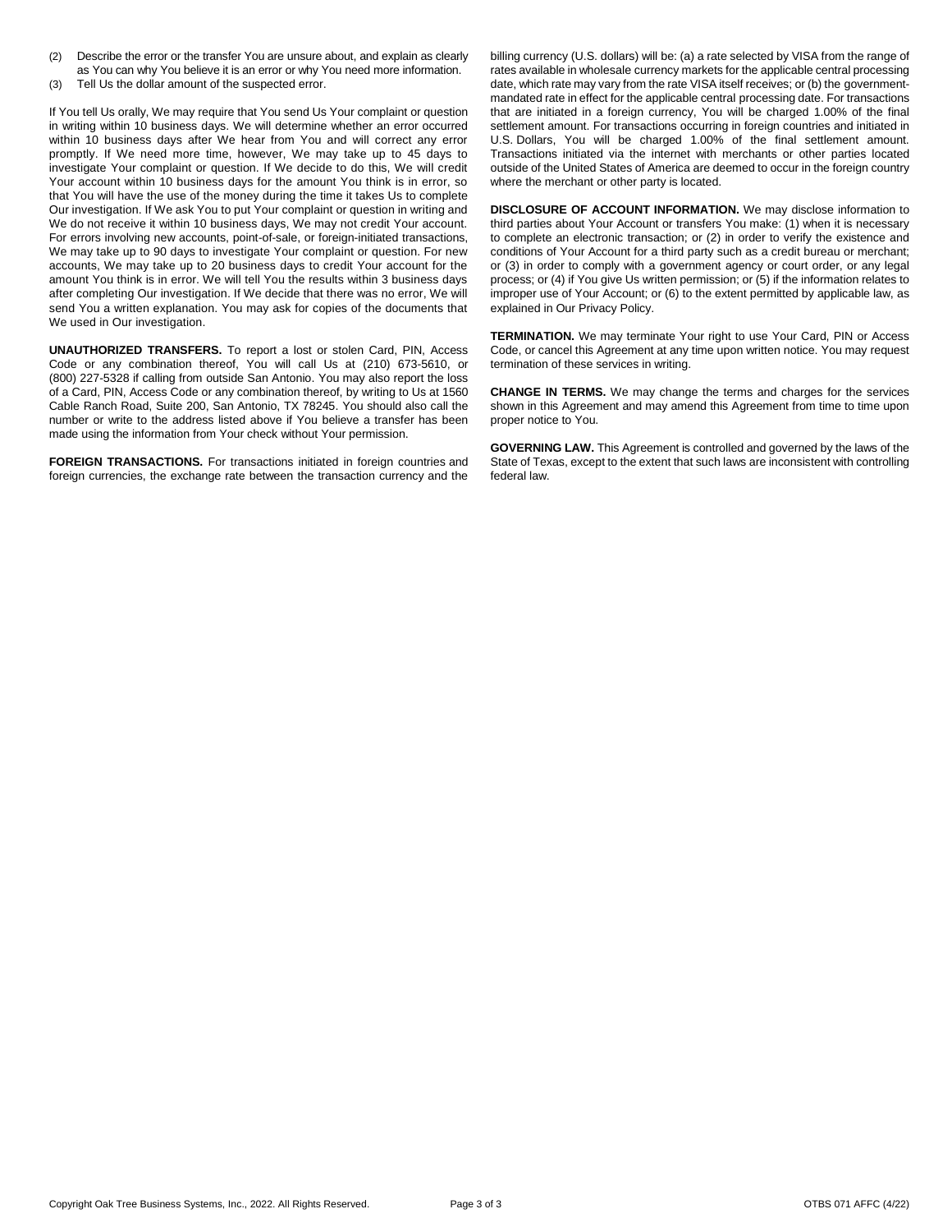(2) Describe the error or the transfer You are unsure about, and explain as clearly as You can why You believe it is an error or why You need more information.
(3) Tell Us the dollar amount of the suspected error.

If You tell Us orally, We may require that You send Us Your complaint or question in writing within 10 business days. We will determine whether an error occurred within 10 business days after We hear from You and will correct any error promptly. If We need more time, however, We may take up to 45 days to investigate Your complaint or question. If We decide to do this, We will credit Your account within 10 business days for the amount You think is in error, so that You will have the use of the money during the time it takes Us to complete Our investigation. If We ask You to put Your complaint or question in writing and We do not receive it within 10 business days, We may not credit Your account. For errors involving new accounts, point-of-sale, or foreign-initiated transactions, We may take up to 90 days to investigate Your complaint or question. For new accounts, We may take up to 20 business days to credit Your account for the amount You think is in error. We will tell You the results within 3 business days after completing Our investigation. If We decide that there was no error, We will send You a written explanation. You may ask for copies of the documents that We used in Our investigation.

**UNAUTHORIZED TRANSFERS.** To report a lost or stolen Card, PIN, Access Code or any combination thereof, You will call Us at (210) 673-5610, or (800) 227-5328 if calling from outside San Antonio. You may also report the loss of a Card, PIN, Access Code or any combination thereof, by writing to Us at 1560 Cable Ranch Road, Suite 200, San Antonio, TX 78245. You should also call the number or write to the address listed above if You believe a transfer has been made using the information from Your check without Your permission.

**FOREIGN TRANSACTIONS.** For transactions initiated in foreign countries and foreign currencies, the exchange rate between the transaction currency and the billing currency (U.S. dollars) will be: (a) a rate selected by VISA from the range of rates available in wholesale currency markets for the applicable central processing date, which rate may vary from the rate VISA itself receives; or (b) the government-mandated rate in effect for the applicable central processing date. For transactions that are initiated in a foreign currency, You will be charged 1.00% of the final settlement amount. For transactions occurring in foreign countries and initiated in U.S. Dollars, You will be charged 1.00% of the final settlement amount. Transactions initiated via the internet with merchants or other parties located outside of the United States of America are deemed to occur in the foreign country where the merchant or other party is located.

**DISCLOSURE OF ACCOUNT INFORMATION.** We may disclose information to third parties about Your Account or transfers You make: (1) when it is necessary to complete an electronic transaction; or (2) in order to verify the existence and conditions of Your Account for a third party such as a credit bureau or merchant; or (3) in order to comply with a government agency or court order, or any legal process; or (4) if You give Us written permission; or (5) if the information relates to improper use of Your Account; or (6) to the extent permitted by applicable law, as explained in Our Privacy Policy.

**TERMINATION.** We may terminate Your right to use Your Card, PIN or Access Code, or cancel this Agreement at any time upon written notice. You may request termination of these services in writing.

**CHANGE IN TERMS.** We may change the terms and charges for the services shown in this Agreement and may amend this Agreement from time to time upon proper notice to You.

**GOVERNING LAW.** This Agreement is controlled and governed by the laws of the State of Texas, except to the extent that such laws are inconsistent with controlling federal law.

Copyright Oak Tree Business Systems, Inc., 2022. All Rights Reserved. OTBS 071 AFFC (4/22)